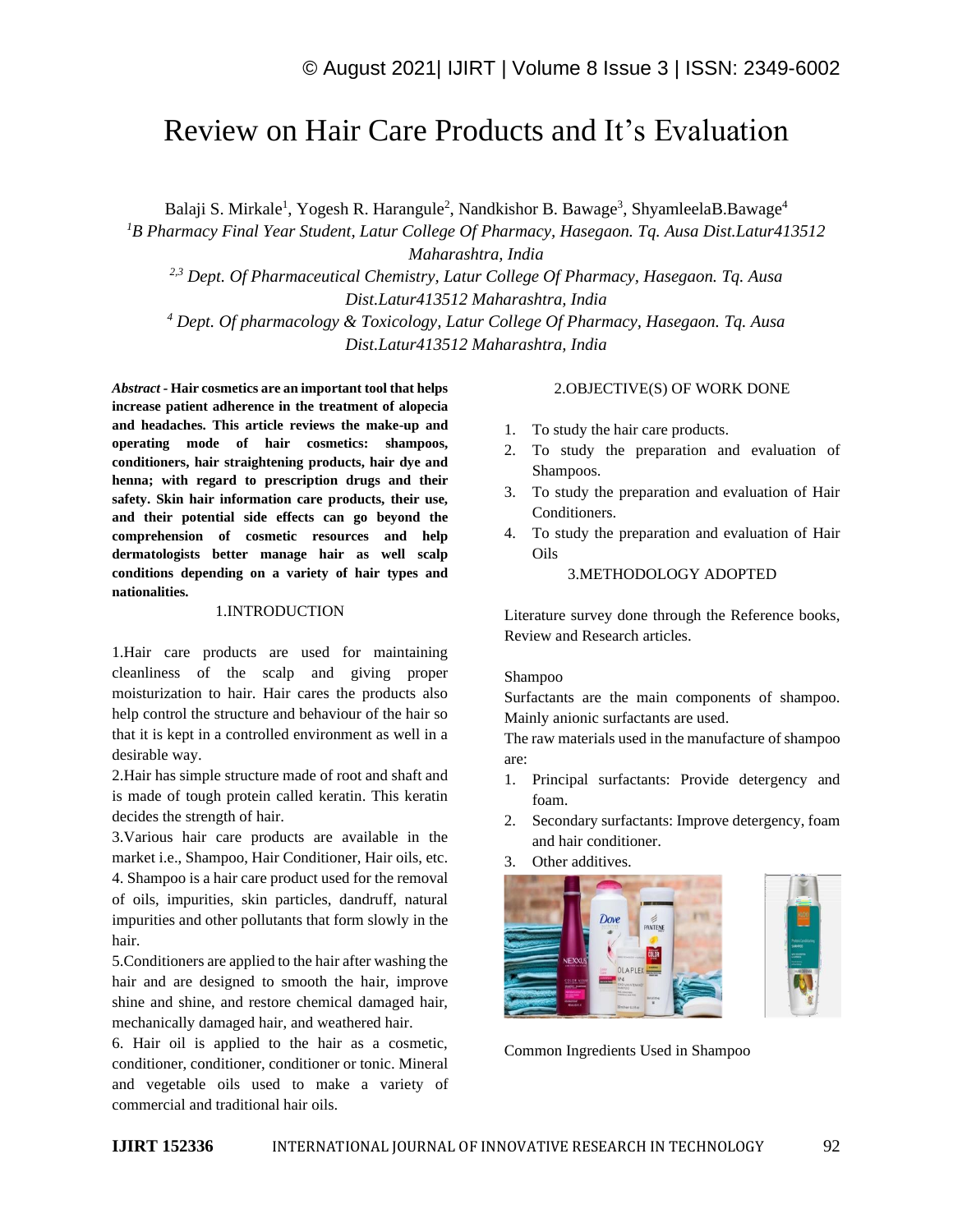# Review on Hair Care Products and It's Evaluation

Balaji S. Mirkale[1], Yogesh R. Harangule[2], Nandkishor B. Bawage[3], ShyamleelaB.Bawage[4]

[1]*B Pharmacy Final Year Student, Latur College Of Pharmacy, Hasegaon. Tq. Ausa Dist.Latur413512 Maharashtra, India*

[2,3] *Dept. Of Pharmaceutical Chemistry, Latur College Of Pharmacy, Hasegaon. Tq. Ausa Dist.Latur413512 Maharashtra, India*

[4] *Dept. Of pharmacology & Toxicology, Latur College Of Pharmacy, Hasegaon. Tq. Ausa Dist.Latur413512 Maharashtra, India*

***Abstract -*** **Hair cosmetics are an important tool that helps increase patient adherence in the treatment of alopecia and headaches. This article reviews the make-up and operating mode of hair cosmetics: shampoos, conditioners, hair straightening products, hair dye and henna; with regard to prescription drugs and their safety. Skin hair information care products, their use, and their potential side effects can go beyond the comprehension of cosmetic resources and help dermatologists better manage hair as well scalp conditions depending on a variety of hair types and nationalities.**

## 1.INTRODUCTION

1.Hair care products are used for maintaining cleanliness of the scalp and giving proper moisturization to hair. Hair cares the products also help control the structure and behaviour of the hair so that it is kept in a controlled environment as well in a desirable way.

2.Hair has simple structure made of root and shaft and is made of tough protein called keratin. This keratin decides the strength of hair.

3.Various hair care products are available in the market i.e., Shampoo, Hair Conditioner, Hair oils, etc.

4. Shampoo is a hair care product used for the removal of oils, impurities, skin particles, dandruff, natural impurities and other pollutants that form slowly in the hair.

5.Conditioners are applied to the hair after washing the hair and are designed to smooth the hair, improve shine and shine, and restore chemical damaged hair, mechanically damaged hair, and weathered hair.

6. Hair oil is applied to the hair as a cosmetic, conditioner, conditioner, conditioner or tonic. Mineral and vegetable oils used to make a variety of commercial and traditional hair oils.

## 2.OBJECTIVE(S) OF WORK DONE

1. To study the hair care products.
2. To study the preparation and evaluation of Shampoos.
3. To study the preparation and evaluation of Hair Conditioners.
4. To study the preparation and evaluation of Hair Oils

## 3.METHODOLOGY ADOPTED

Literature survey done through the Reference books, Review and Research articles.

Shampoo

Surfactants are the main components of shampoo. Mainly anionic surfactants are used.

The raw materials used in the manufacture of shampoo are:

1. Principal surfactants: Provide detergency and foam.
2. Secondary surfactants: Improve detergency, foam and hair conditioner.
3. Other additives.

Common Ingredients Used in Shampoo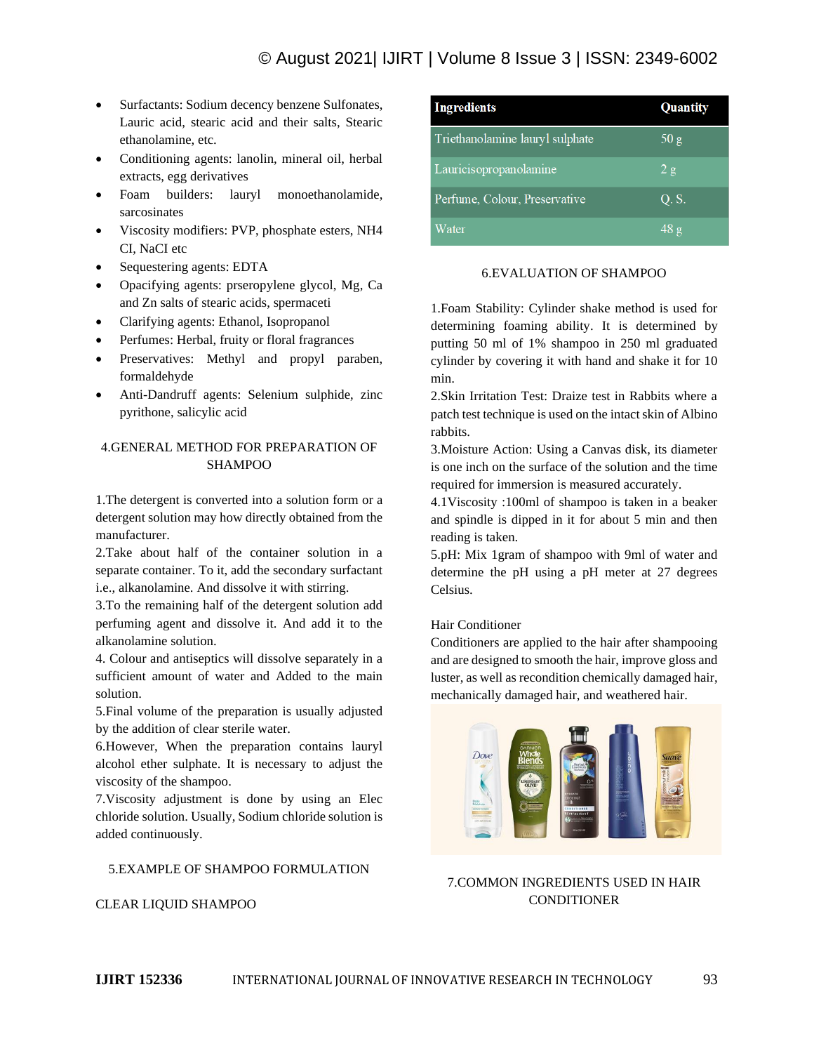- Surfactants: Sodium decency benzene Sulfonates, Lauric acid, stearic acid and their salts, Stearic ethanolamine, etc.
- Conditioning agents: lanolin, mineral oil, herbal extracts, egg derivatives
- Foam builders: lauryl monoethanolamide, sarcosinates
- Viscosity modifiers: PVP, phosphate esters, NH4 CI, NaCI etc
- Sequestering agents: EDTA
- Opacifying agents: prseropylene glycol, Mg, Ca and Zn salts of stearic acids, spermaceti
- Clarifying agents: Ethanol, Isopropanol
- Perfumes: Herbal, fruity or floral fragrances
- Preservatives: Methyl and propyl paraben, formaldehyde
- Anti-Dandruff agents: Selenium sulphide, zinc pyrithone, salicylic acid

## 4.GENERAL METHOD FOR PREPARATION OF SHAMPOO

1.The detergent is converted into a solution form or a detergent solution may how directly obtained from the manufacturer.
2.Take about half of the container solution in a separate container. To it, add the secondary surfactant i.e., alkanolamine. And dissolve it with stirring.
3.To the remaining half of the detergent solution add perfuming agent and dissolve it. And add it to the alkanolamine solution.
4. Colour and antiseptics will dissolve separately in a sufficient amount of water and Added to the main solution.
5.Final volume of the preparation is usually adjusted by the addition of clear sterile water.
6.However, When the preparation contains lauryl alcohol ether sulphate. It is necessary to adjust the viscosity of the shampoo.
7.Viscosity adjustment is done by using an Elec chloride solution. Usually, Sodium chloride solution is added continuously.

## 5.EXAMPLE OF SHAMPOO FORMULATION

CLEAR LIQUID SHAMPOO

| Ingredients | Quantity |
|---|---|
| Triethanolamine lauryl sulphate | 50 g |
| Lauricisopropanolamine | 2 g |
| Perfume, Colour, Preservative | Q. S. |
| Water | 48 g |

## 6.EVALUATION OF SHAMPOO

1.Foam Stability: Cylinder shake method is used for determining foaming ability. It is determined by putting 50 ml of 1% shampoo in 250 ml graduated cylinder by covering it with hand and shake it for 10 min.
2.Skin Irritation Test: Draize test in Rabbits where a patch test technique is used on the intact skin of Albino rabbits.
3.Moisture Action: Using a Canvas disk, its diameter is one inch on the surface of the solution and the time required for immersion is measured accurately.
4.1Viscosity :100ml of shampoo is taken in a beaker and spindle is dipped in it for about 5 min and then reading is taken.
5.pH: Mix 1gram of shampoo with 9ml of water and determine the pH using a pH meter at 27 degrees Celsius.

Hair Conditioner
Conditioners are applied to the hair after shampooing and are designed to smooth the hair, improve gloss and luster, as well as recondition chemically damaged hair, mechanically damaged hair, and weathered hair.

## 7.COMMON INGREDIENTS USED IN HAIR CONDITIONER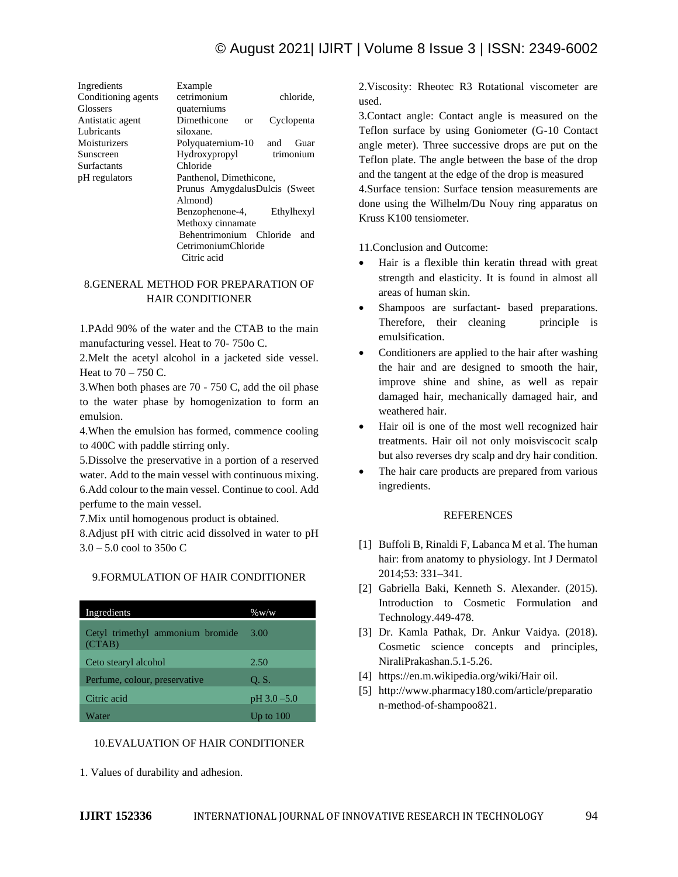| Ingredients | Example |
|---|---|
| Conditioning agents | cetrimonium chloride, quaterniums |
| Glossers | Dimethicone or Cyclopenta siloxane. |
| Antistatic agent | Polyquaternium-10 and Guar Hydroxypropyl trimonium Chloride |
| Lubricants | Panthenol, Dimethicone, |
| Moisturizers | Prunus AmygdalusDulcis (Sweet Almond) |
| Sunscreen | Benzophenone-4, Ethylhexyl Methoxy cinnamate |
| Surfactants | Behentrimonium Chloride and CetrimoniumChloride |
| pH regulators | Citric acid |

## 8.GENERAL METHOD FOR PREPARATION OF HAIR CONDITIONER

1.PAdd 90% of the water and the CTAB to the main manufacturing vessel. Heat to 70- 750o C.

2.Melt the acetyl alcohol in a jacketed side vessel. Heat to 70 – 750 C.

3.When both phases are 70 - 750 C, add the oil phase to the water phase by homogenization to form an emulsion.

4.When the emulsion has formed, commence cooling to 400C with paddle stirring only.

5.Dissolve the preservative in a portion of a reserved water. Add to the main vessel with continuous mixing.

6.Add colour to the main vessel. Continue to cool. Add perfume to the main vessel.

7.Mix until homogenous product is obtained.

8.Adjust pH with citric acid dissolved in water to pH 3.0 – 5.0 cool to 350o C

## 9.FORMULATION OF HAIR CONDITIONER

| Ingredients | %w/w |
|---|---|
| Cetyl trimethyl ammonium bromide (CTAB) | 3.00 |
| Ceto stearyl alcohol | 2.50 |
| Perfume, colour, preservative | Q. S. |
| Citric acid | pH 3.0 –5.0 |
| Water | Up to 100 |

## 10.EVALUATION OF HAIR CONDITIONER

1. Values of durability and adhesion.

2.Viscosity: Rheotec R3 Rotational viscometer are used.

3.Contact angle: Contact angle is measured on the Teflon surface by using Goniometer (G-10 Contact angle meter). Three successive drops are put on the Teflon plate. The angle between the base of the drop and the tangent at the edge of the drop is measured

4.Surface tension: Surface tension measurements are done using the Wilhelm/Du Nouy ring apparatus on Kruss K100 tensiometer.

## 11.Conclusion and Outcome:

- Hair is a flexible thin keratin thread with great strength and elasticity. It is found in almost all areas of human skin.
- Shampoos are surfactant- based preparations. Therefore, their cleaning principle is emulsification.
- Conditioners are applied to the hair after washing the hair and are designed to smooth the hair, improve shine and shine, as well as repair damaged hair, mechanically damaged hair, and weathered hair.
- Hair oil is one of the most well recognized hair treatments. Hair oil not only moisviscocit scalp but also reverses dry scalp and dry hair condition.
- The hair care products are prepared from various ingredients.

## REFERENCES

[1] Buffoli B, Rinaldi F, Labanca M et al. The human hair: from anatomy to physiology. Int J Dermatol 2014;53: 331–341.

[2] Gabriella Baki, Kenneth S. Alexander. (2015). Introduction to Cosmetic Formulation and Technology.449-478.

[3] Dr. Kamla Pathak, Dr. Ankur Vaidya. (2018). Cosmetic science concepts and principles, NiraliPrakashan.5.1-5.26.

[4] https://en.m.wikipedia.org/wiki/Hair oil.

[5] http://www.pharmacy180.com/article/preparation-method-of-shampoo821.